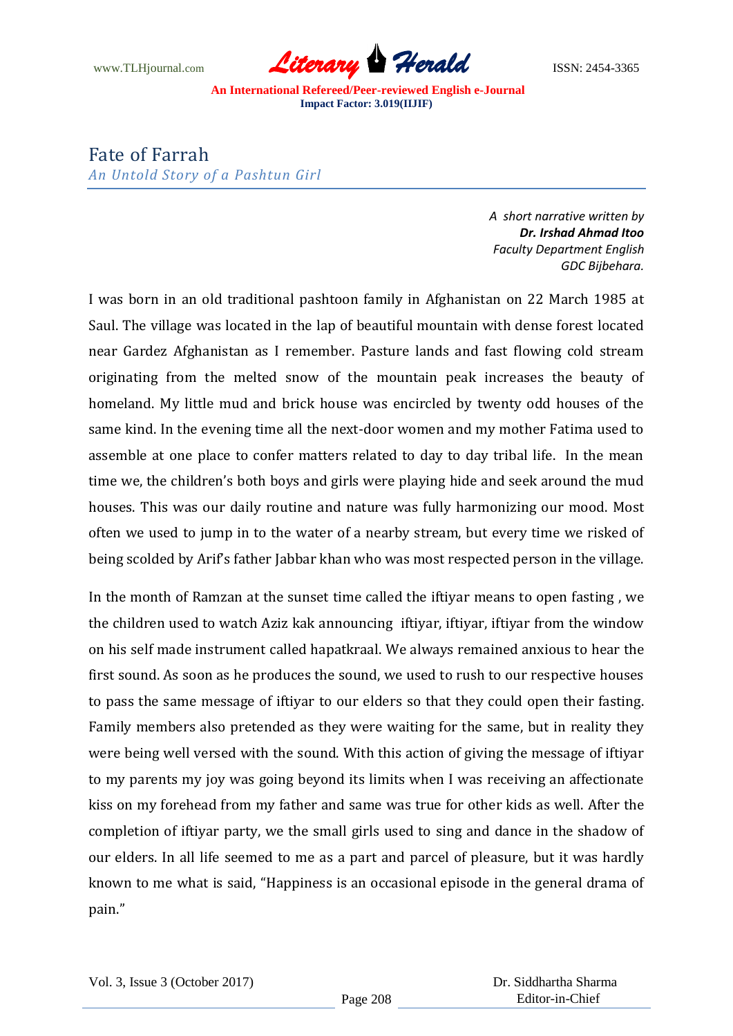# Fate of Farrah

*An Untold Story of a Pashtun Girl*

*A short narrative written by*
***Dr. Irshad Ahmad Itoo***
*Faculty Department English*
*GDC Bijbehara.*

I was born in an old traditional pashtoon family in Afghanistan on 22 March 1985 at Saul. The village was located in the lap of beautiful mountain with dense forest located near Gardez Afghanistan as I remember. Pasture lands and fast flowing cold stream originating from the melted snow of the mountain peak increases the beauty of homeland. My little mud and brick house was encircled by twenty odd houses of the same kind. In the evening time all the next-door women and my mother Fatima used to assemble at one place to confer matters related to day to day tribal life. In the mean time we, the children's both boys and girls were playing hide and seek around the mud houses. This was our daily routine and nature was fully harmonizing our mood. Most often we used to jump in to the water of a nearby stream, but every time we risked of being scolded by Arif's father Jabbar khan who was most respected person in the village.

In the month of Ramzan at the sunset time called the iftiyar means to open fasting , we the children used to watch Aziz kak announcing iftiyar, iftiyar, iftiyar from the window on his self made instrument called hapatkraal. We always remained anxious to hear the first sound. As soon as he produces the sound, we used to rush to our respective houses to pass the same message of iftiyar to our elders so that they could open their fasting. Family members also pretended as they were waiting for the same, but in reality they were being well versed with the sound. With this action of giving the message of iftiyar to my parents my joy was going beyond its limits when I was receiving an affectionate kiss on my forehead from my father and same was true for other kids as well. After the completion of iftiyar party, we the small girls used to sing and dance in the shadow of our elders. In all life seemed to me as a part and parcel of pleasure, but it was hardly known to me what is said, "Happiness is an occasional episode in the general drama of pain."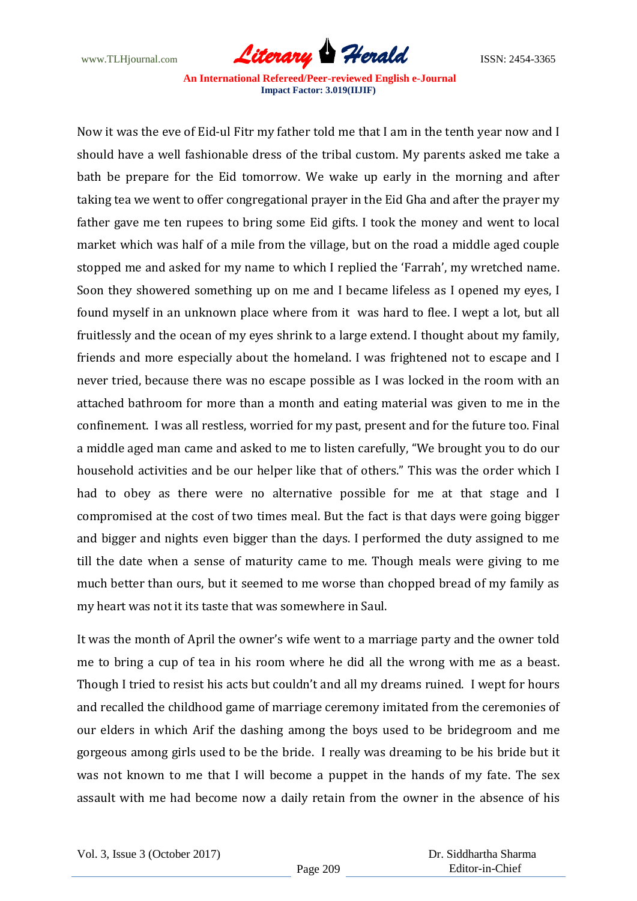Now it was the eve of Eid-ul Fitr my father told me that I am in the tenth year now and I should have a well fashionable dress of the tribal custom. My parents asked me take a bath be prepare for the Eid tomorrow. We wake up early in the morning and after taking tea we went to offer congregational prayer in the Eid Gha and after the prayer my father gave me ten rupees to bring some Eid gifts. I took the money and went to local market which was half of a mile from the village, but on the road a middle aged couple stopped me and asked for my name to which I replied the 'Farrah', my wretched name. Soon they showered something up on me and I became lifeless as I opened my eyes, I found myself in an unknown place where from it was hard to flee. I wept a lot, but all fruitlessly and the ocean of my eyes shrink to a large extend. I thought about my family, friends and more especially about the homeland. I was frightened not to escape and I never tried, because there was no escape possible as I was locked in the room with an attached bathroom for more than a month and eating material was given to me in the confinement. I was all restless, worried for my past, present and for the future too. Final a middle aged man came and asked to me to listen carefully, "We brought you to do our household activities and be our helper like that of others." This was the order which I had to obey as there were no alternative possible for me at that stage and I compromised at the cost of two times meal. But the fact is that days were going bigger and bigger and nights even bigger than the days. I performed the duty assigned to me till the date when a sense of maturity came to me. Though meals were giving to me much better than ours, but it seemed to me worse than chopped bread of my family as my heart was not it its taste that was somewhere in Saul.

It was the month of April the owner's wife went to a marriage party and the owner told me to bring a cup of tea in his room where he did all the wrong with me as a beast. Though I tried to resist his acts but couldn't and all my dreams ruined. I wept for hours and recalled the childhood game of marriage ceremony imitated from the ceremonies of our elders in which Arif the dashing among the boys used to be bridegroom and me gorgeous among girls used to be the bride. I really was dreaming to be his bride but it was not known to me that I will become a puppet in the hands of my fate. The sex assault with me had become now a daily retain from the owner in the absence of his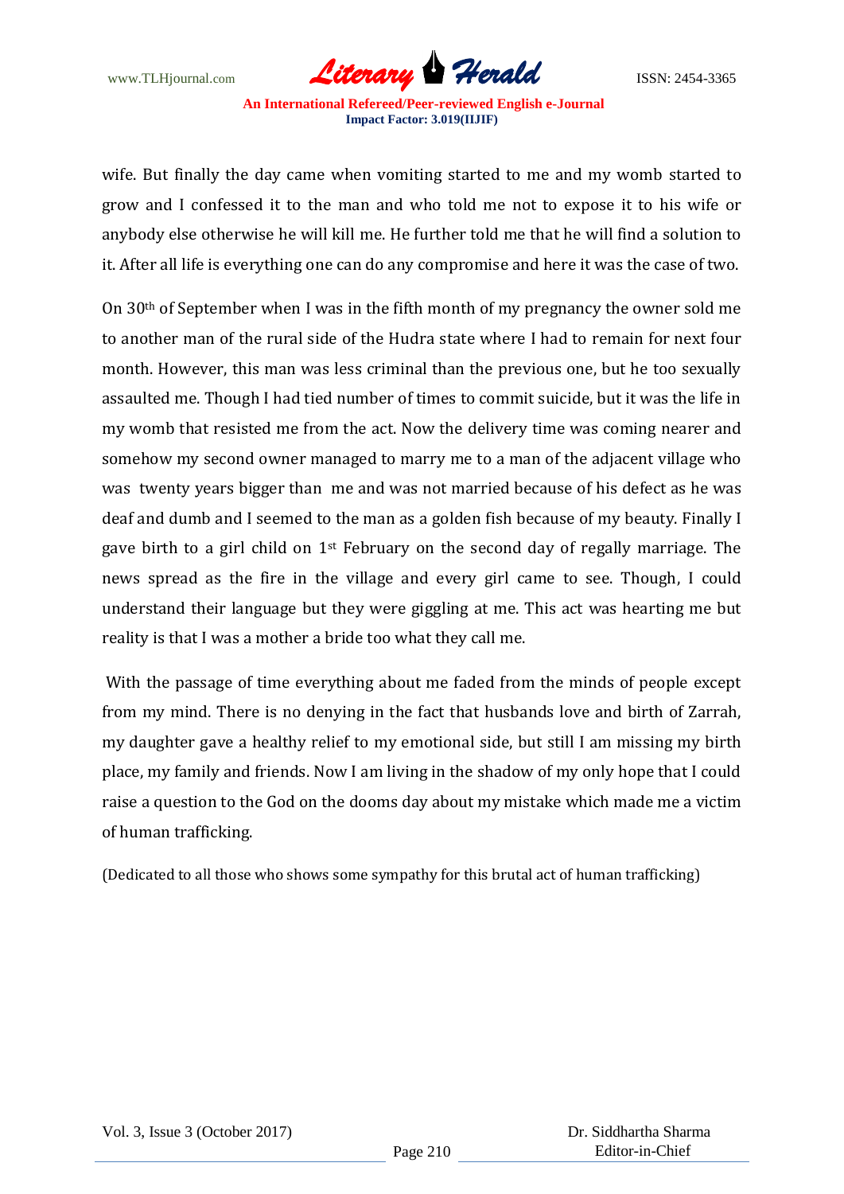wife. But finally the day came when vomiting started to me and my womb started to grow and I confessed it to the man and who told me not to expose it to his wife or anybody else otherwise he will kill me. He further told me that he will find a solution to it. After all life is everything one can do any compromise and here it was the case of two.

On 30th of September when I was in the fifth month of my pregnancy the owner sold me to another man of the rural side of the Hudra state where I had to remain for next four month. However, this man was less criminal than the previous one, but he too sexually assaulted me. Though I had tied number of times to commit suicide, but it was the life in my womb that resisted me from the act. Now the delivery time was coming nearer and somehow my second owner managed to marry me to a man of the adjacent village who was twenty years bigger than me and was not married because of his defect as he was deaf and dumb and I seemed to the man as a golden fish because of my beauty. Finally I gave birth to a girl child on 1st February on the second day of regally marriage. The news spread as the fire in the village and every girl came to see. Though, I could understand their language but they were giggling at me. This act was hearting me but reality is that I was a mother a bride too what they call me.

With the passage of time everything about me faded from the minds of people except from my mind. There is no denying in the fact that husbands love and birth of Zarrah, my daughter gave a healthy relief to my emotional side, but still I am missing my birth place, my family and friends. Now I am living in the shadow of my only hope that I could raise a question to the God on the dooms day about my mistake which made me a victim of human trafficking.

(Dedicated to all those who shows some sympathy for this brutal act of human trafficking)